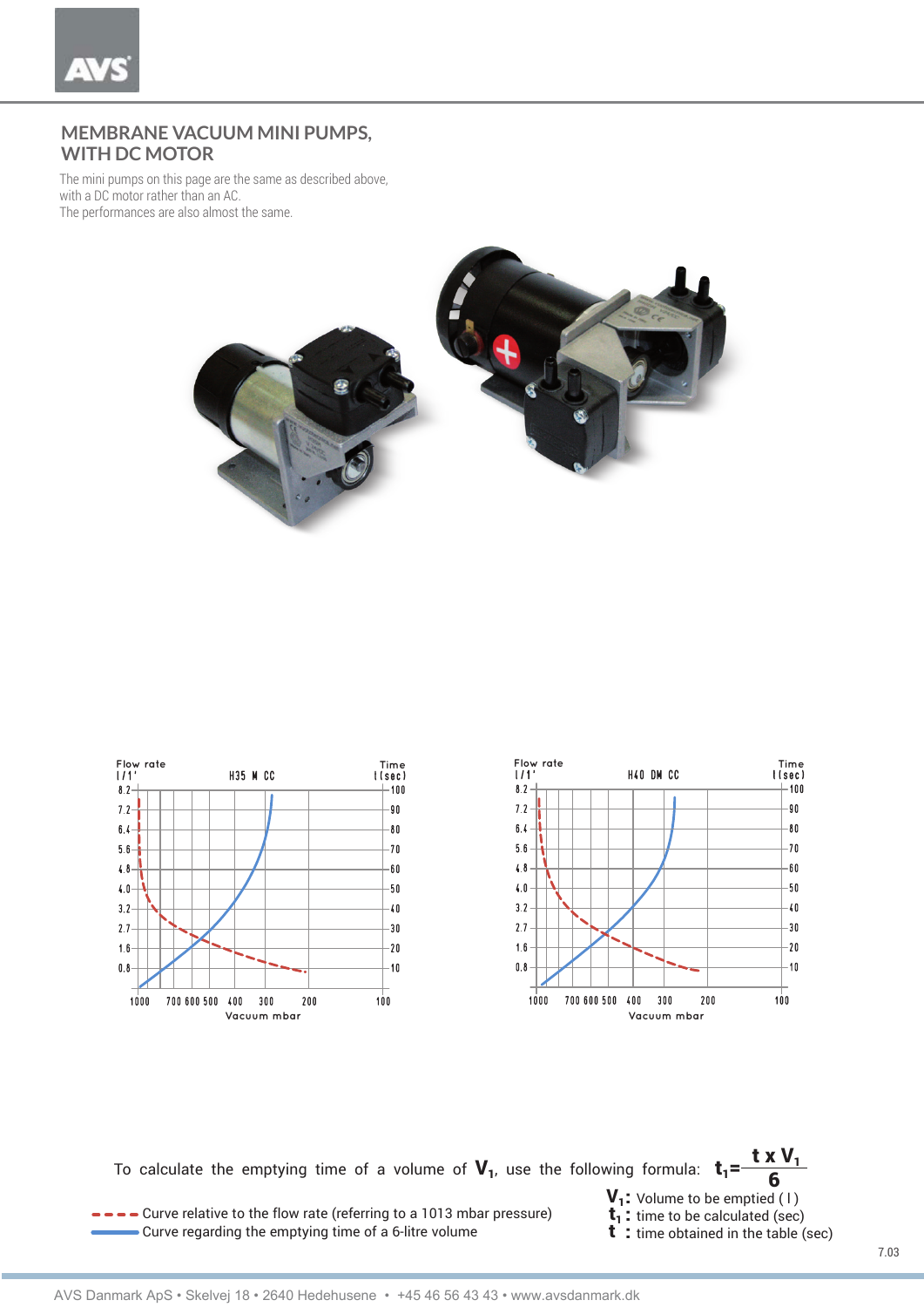## MEMBRANE VACUUM MINI PUMPS, WITH DC MOTOR

The mini pumps on this page are the same as described above, with a DC motor rather than AC.
The performances are also almost the same.

To calculate the emptying time of a volume of $V_1$, use the following formula: $t_1 = \frac{t \times V_1}{6}$

- - - - Curve relative to the flow rate (referring to a 1013 mbar pressure)
——— Curve regarding the emptying time of a 6-litre volume

$V_1$: Volume to be emptied ( l )
$t_1$ : time to be calculated (sec)
$t$ : time obtained in the table (sec)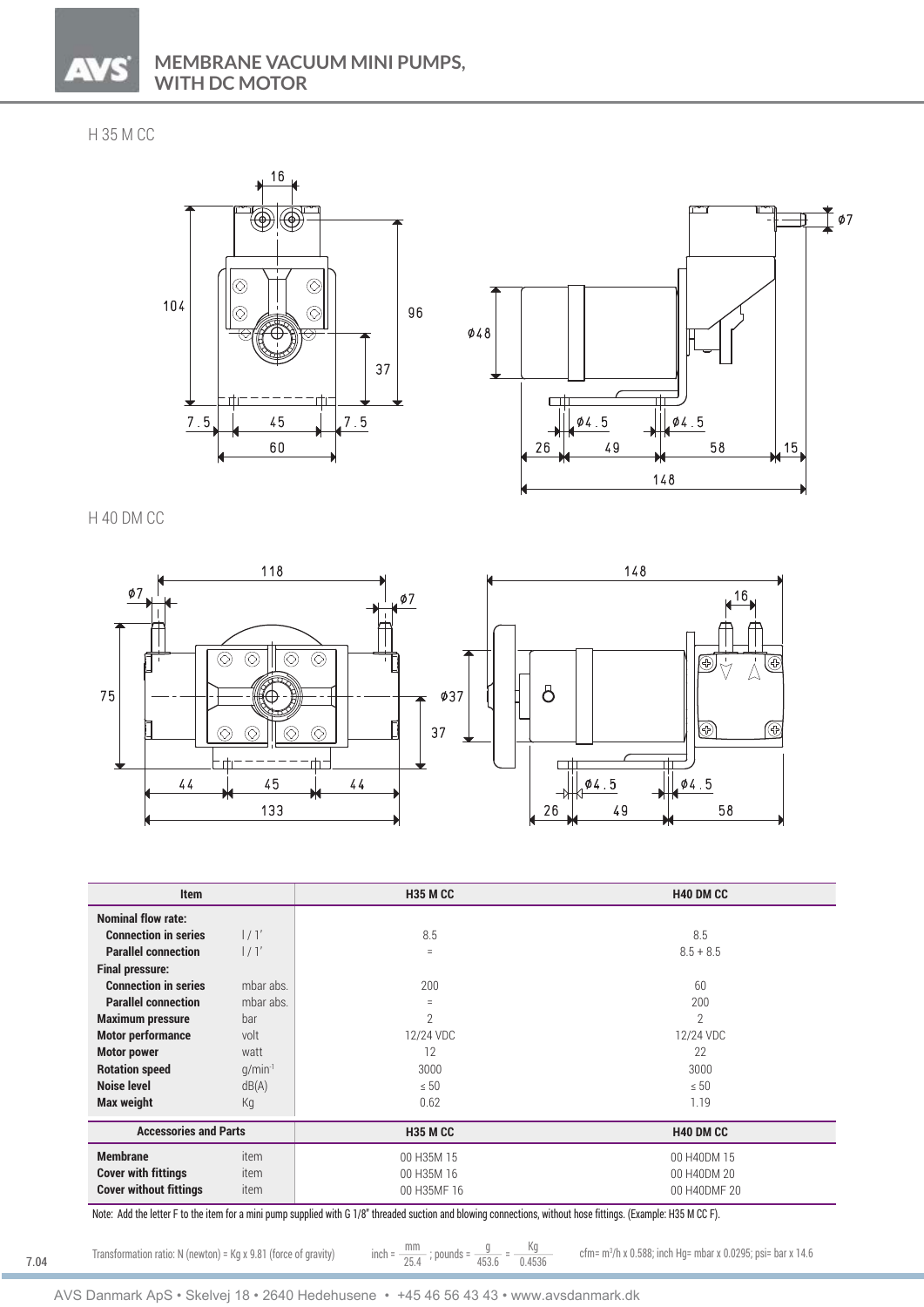# MEMBRANE VACUUM MINI PUMPS, WITH DC MOTOR

H 35 M CC

16
104
96
37
7.5
45
7.5
60
ø7
ø48
ø4.5
ø4.5
26
49
58
15
148

H 40 DM CC

118
ø7
ø7
75
44
45
44
133
148
16
ø37
37
ø4.5
ø4.5
26
49
58

| Item | | H35 M CC | H40 DM CC |
|---|---|---|---|
| **Nominal flow rate:** | | | |
| **Connection in series** | l / 1' | 8.5 | 8.5 |
| **Parallel connection** | l / 1' | = | 8.5 + 8.5 |
| **Final pressure:** | | | |
| **Connection in series** | mbar abs. | 200 | 60 |
| **Parallel connection** | mbar abs. | = | 200 |
| **Maximum pressure** | bar | 2 | 2 |
| **Motor performance** | volt | 12/24 VDC | 12/24 VDC |
| **Motor power** | watt | 12 | 22 |
| **Rotation speed** | $g/min^{-1}$ | 3000 | 3000 |
| **Noise level** | dB(A) | ≤ 50 | ≤ 50 |
| **Max weight** | Kg | 0.62 | 1.19 |

| Accessories and Parts | | H35 M CC | H40 DM CC |
|---|---|---|---|
| **Membrane** | item | 00 H35M 15 | 00 H40DM 15 |
| **Cover with fittings** | item | 00 H35M 16 | 00 H40DM 20 |
| **Cover without fittings** | item | 00 H35MF 16 | 00 H40DMF 20 |

Note: Add the letter F to the item for a mini pump supplied with G 1/8" threaded suction and blowing connections, without hose fittings. (Example: H35 M CC F).

Transformation ratio: N (newton) = Kg x 9.81 (force of gravity) inch = $\frac{mm}{25.4}$ ; pounds = $\frac{g}{453.6}$ = $\frac{Kg}{0.4536}$ cfm= $m^3/h$ x 0.588; inch Hg= mbar x 0.0295; psi= bar x 14.6

AVS Danmark ApS • Skelvej 18 • 2640 Hedehusene • +45 46 56 43 43 • www.avsdanmark.dk